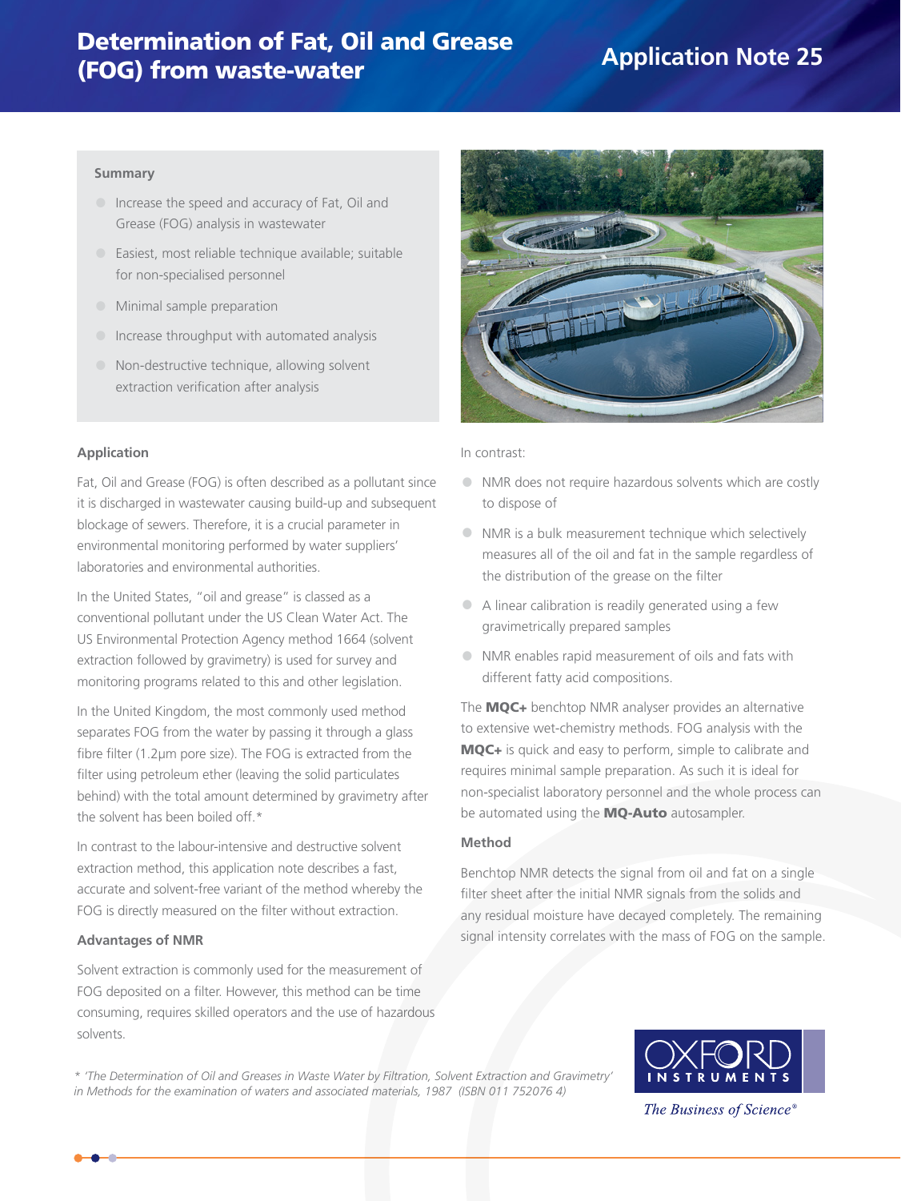# Determination of Fat, Oil and Grease (FOG) from waste-water

## Application Note 25

### Summary

- Increase the speed and accuracy of Fat, Oil and Grease (FOG) analysis in wastewater
- Easiest, most reliable technique available; suitable for non-specialised personnel
- Minimal sample preparation
- Increase throughput with automated analysis
- Non-destructive technique, allowing solvent extraction verification after analysis

### Application

Fat, Oil and Grease (FOG) is often described as a pollutant since it is discharged in wastewater causing build-up and subsequent blockage of sewers. Therefore, it is a crucial parameter in environmental monitoring performed by water suppliers' laboratories and environmental authorities.

In the United States, "oil and grease" is classed as a conventional pollutant under the US Clean Water Act. The US Environmental Protection Agency method 1664 (solvent extraction followed by gravimetry) is used for survey and monitoring programs related to this and other legislation.

In the United Kingdom, the most commonly used method separates FOG from the water by passing it through a glass fibre filter (1.2µm pore size). The FOG is extracted from the filter using petroleum ether (leaving the solid particulates behind) with the total amount determined by gravimetry after the solvent has been boiled off.*

In contrast to the labour-intensive and destructive solvent extraction method, this application note describes a fast, accurate and solvent-free variant of the method whereby the FOG is directly measured on the filter without extraction.

### Advantages of NMR

Solvent extraction is commonly used for the measurement of FOG deposited on a filter. However, this method can be time consuming, requires skilled operators and the use of hazardous solvents.

In contrast:

- NMR does not require hazardous solvents which are costly to dispose of
- NMR is a bulk measurement technique which selectively measures all of the oil and fat in the sample regardless of the distribution of the grease on the filter
- A linear calibration is readily generated using a few gravimetrically prepared samples
- NMR enables rapid measurement of oils and fats with different fatty acid compositions.

The **MQC+** benchtop NMR analyser provides an alternative to extensive wet-chemistry methods. FOG analysis with the **MQC+** is quick and easy to perform, simple to calibrate and requires minimal sample preparation. As such it is ideal for non-specialist laboratory personnel and the whole process can be automated using the **MQ-Auto** autosampler.

### Method

Benchtop NMR detects the signal from oil and fat on a single filter sheet after the initial NMR signals from the solids and any residual moisture have decayed completely. The remaining signal intensity correlates with the mass of FOG on the sample.

\* *'The Determination of Oil and Greases in Waste Water by Filtration, Solvent Extraction and Gravimetry' in Methods for the examination of waters and associated materials, 1987 (ISBN 011 752076 4)*

OXFORD INSTRUMENTS

*The Business of Science®*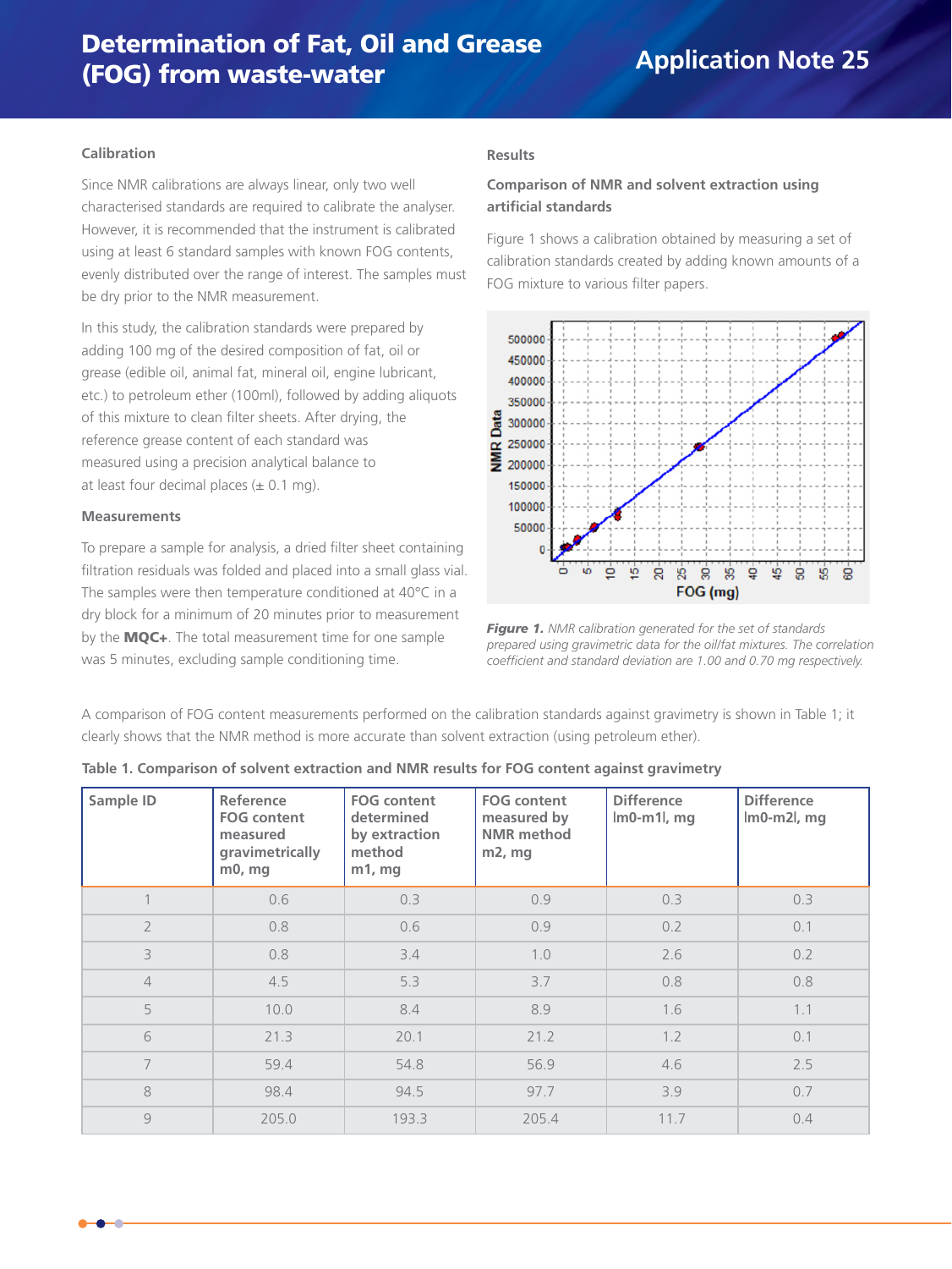### Calibration

Since NMR calibrations are always linear, only two well characterised standards are required to calibrate the analyser. However, it is recommended that the instrument is calibrated using at least 6 standard samples with known FOG contents, evenly distributed over the range of interest. The samples must be dry prior to the NMR measurement.

In this study, the calibration standards were prepared by adding 100 mg of the desired composition of fat, oil or grease (edible oil, animal fat, mineral oil, engine lubricant, etc.) to petroleum ether (100ml), followed by adding aliquots of this mixture to clean filter sheets. After drying, the reference grease content of each standard was measured using a precision analytical balance to at least four decimal places (± 0.1 mg).

### Measurements

To prepare a sample for analysis, a dried filter sheet containing filtration residuals was folded and placed into a small glass vial. The samples were then temperature conditioned at 40°C in a dry block for a minimum of 20 minutes prior to measurement by the **MQC+**. The total measurement time for one sample was 5 minutes, excluding sample conditioning time.

### Results

### Comparison of NMR and solvent extraction using artificial standards

Figure 1 shows a calibration obtained by measuring a set of calibration standards created by adding known amounts of a FOG mixture to various filter papers.

***Figure 1.*** *NMR calibration generated for the set of standards prepared using gravimetric data for the oil/fat mixtures. The correlation coefficient and standard deviation are 1.00 and 0.70 mg respectively.*

A comparison of FOG content measurements performed on the calibration standards against gravimetry is shown in Table 1; it clearly shows that the NMR method is more accurate than solvent extraction (using petroleum ether).

**Table 1. Comparison of solvent extraction and NMR results for FOG content against gravimetry**

| Sample ID | Reference FOG content measured gravimetrically m0, mg | FOG content determined by extraction method m1, mg | FOG content measured by NMR method m2, mg | Difference lm0-m1l, mg | Difference lm0-m2l, mg |
|---|---|---|---|---|---|
| 1 | 0.6 | 0.3 | 0.9 | 0.3 | 0.3 |
| 2 | 0.8 | 0.6 | 0.9 | 0.2 | 0.1 |
| 3 | 0.8 | 3.4 | 1.0 | 2.6 | 0.2 |
| 4 | 4.5 | 5.3 | 3.7 | 0.8 | 0.8 |
| 5 | 10.0 | 8.4 | 8.9 | 1.6 | 1.1 |
| 6 | 21.3 | 20.1 | 21.2 | 1.2 | 0.1 |
| 7 | 59.4 | 54.8 | 56.9 | 4.6 | 2.5 |
| 8 | 98.4 | 94.5 | 97.7 | 3.9 | 0.7 |
| 9 | 205.0 | 193.3 | 205.4 | 11.7 | 0.4 |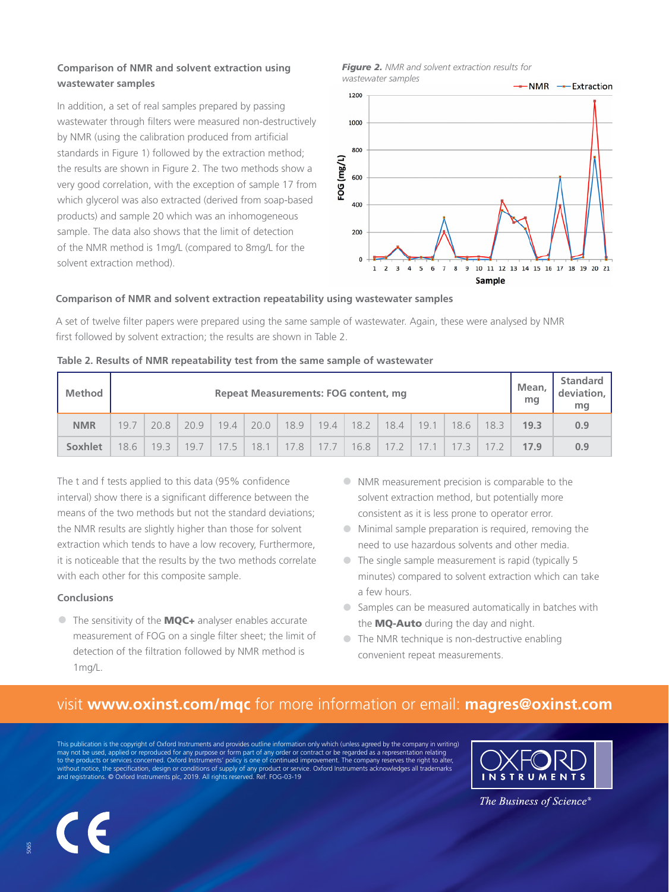### Comparison of NMR and solvent extraction using wastewater samples

In addition, a set of real samples prepared by passing wastewater through filters were measured non-destructively by NMR (using the calibration produced from artificial standards in Figure 1) followed by the extraction method; the results are shown in Figure 2. The two methods show a very good correlation, with the exception of sample 17 from which glycerol was also extracted (derived from soap-based products) and sample 20 which was an inhomogeneous sample. The data also shows that the limit of detection of the NMR method is 1mg/L (compared to 8mg/L for the solvent extraction method).

***Figure 2.*** *NMR and solvent extraction results for wastewater samples*

NMR
Extraction
FOG (mg/L)
0
200
400
600
800
1000
1200
1 2 3 4 5 6 7 8 9 10 11 12 13 14 15 16 17 18 19 20 21
Sample

### Comparison of NMR and solvent extraction repeatability using wastewater samples

A set of twelve filter papers were prepared using the same sample of wastewater. Again, these were analysed by NMR first followed by solvent extraction; the results are shown in Table 2.

**Table 2. Results of NMR repeatability test from the same sample of wastewater**

| Method | Repeat Measurements: FOG content, mg | | | | | | | | | | | | Mean, mg | Standard deviation, mg |
|---|---|---|---|---|---|---|---|---|---|---|---|---|---|---|
| **NMR** | 19.7 | 20.8 | 20.9 | 19.4 | 20.0 | 18.9 | 19.4 | 18.2 | 18.4 | 19.1 | 18.6 | 18.3 | **19.3** | **0.9** |
| **Soxhlet** | 18.6 | 19.3 | 19.7 | 17.5 | 18.1 | 17.8 | 17.7 | 16.8 | 17.2 | 17.1 | 17.3 | 17.2 | **17.9** | **0.9** |

The t and f tests applied to this data (95% confidence interval) show there is a significant difference between the means of the two methods but not the standard deviations; the NMR results are slightly higher than those for solvent extraction which tends to have a low recovery, Furthermore, it is noticeable that the results by the two methods correlate with each other for this composite sample.

### Conclusions

- The sensitivity of the **MQC+** analyser enables accurate measurement of FOG on a single filter sheet; the limit of detection of the filtration followed by NMR method is 1mg/L.
- NMR measurement precision is comparable to the solvent extraction method, but potentially more consistent as it is less prone to operator error.
- Minimal sample preparation is required, removing the need to use hazardous solvents and other media.
- The single sample measurement is rapid (typically 5 minutes) compared to solvent extraction which can take a few hours.
- Samples can be measured automatically in batches with the **MQ-Auto** during the day and night.
- The NMR technique is non-destructive enabling convenient repeat measurements.

visit **www.oxinst.com/mqc** for more information or email: **magres@oxinst.com**

This publication is the copyright of Oxford Instruments and provides outline information only which (unless agreed by the company in writing) may not be used, applied or reproduced for any purpose or form part of any order or contract or be regarded as a representation relating to the products or services concerned. Oxford Instruments' policy is one of continued improvement. The company reserves the right to alter, without notice, the specification, design or conditions of supply of any product or service. Oxford Instruments acknowledges all trademarks and registrations. © Oxford Instruments plc, 2019. All rights reserved. Ref. FOG-03-19

OXFORD INSTRUMENTS

*The Business of Science®*

5065